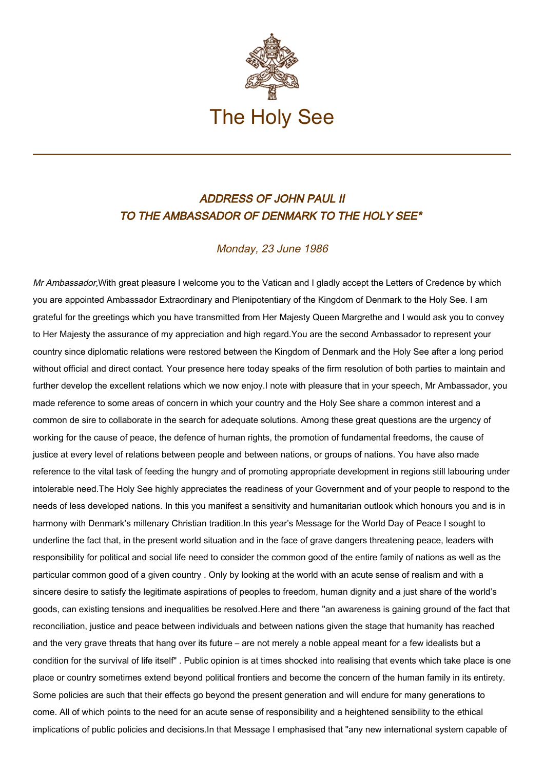# The Holy See

## *ADDRESS OF JOHN PAUL II TO THE AMBASSADOR OF DENMARK TO THE HOLY SEE**

*Monday, 23 June 1986*

*Mr Ambassador,*

With great pleasure I welcome you to the Vatican and I gladly accept the Letters of Credence by which you are appointed Ambassador Extraordinary and Plenipotentiary of the Kingdom of Denmark to the Holy See. I am grateful for the greetings which you have transmitted from Her Majesty Queen Margrethe and I would ask you to convey to Her Majesty the assurance of my appreciation and high regard.

You are the second Ambassador to represent your country since diplomatic relations were restored between the Kingdom of Denmark and the Holy See after a long period without official and direct contact. Your presence here today speaks of the firm resolution of both parties to maintain and further develop the excellent relations which we now enjoy.

I note with pleasure that in your speech, Mr Ambassador, you made reference to some areas of concern in which your country and the Holy See share a common interest and a common de sire to collaborate in the search for adequate solutions. Among these great questions are the urgency of working for the cause of peace, the defence of human rights, the promotion of fundamental freedoms, the cause of justice at every level of relations between people and between nations, or groups of nations. You have also made reference to the vital task of feeding the hungry and of promoting appropriate development in regions still labouring under intolerable need.

The Holy See highly appreciates the readiness of your Government and of your people to respond to the needs of less developed nations. In this you manifest a sensitivity and humanitarian outlook which honours you and is in harmony with Denmark's millenary Christian tradition.

In this year's Message for the World Day of Peace I sought to underline the fact that, in the present world situation and in the face of grave dangers threatening peace, leaders with responsibility for political and social life need to consider the common good of the entire family of nations as well as the particular common good of a given country . Only by looking at the world with an acute sense of realism and with a sincere desire to satisfy the legitimate aspirations of peoples to freedom, human dignity and a just share of the world's goods, can existing tensions and inequalities be resolved.

Here and there "an awareness is gaining ground of the fact that reconciliation, justice and peace between individuals and between nations given the stage that humanity has reached and the very grave threats that hang over its future – are not merely a noble appeal meant for a few idealists but a condition for the survival of life itself" . Public opinion is at times shocked into realising that events which take place is one place or country sometimes extend beyond political frontiers and become the concern of the human family in its entirety. Some policies are such that their effects go beyond the present generation and will endure for many generations to come. All of which points to the need for an acute sense of responsibility and a heightened sensibility to the ethical implications of public policies and decisions.

In that Message I emphasised that "any new international system capable of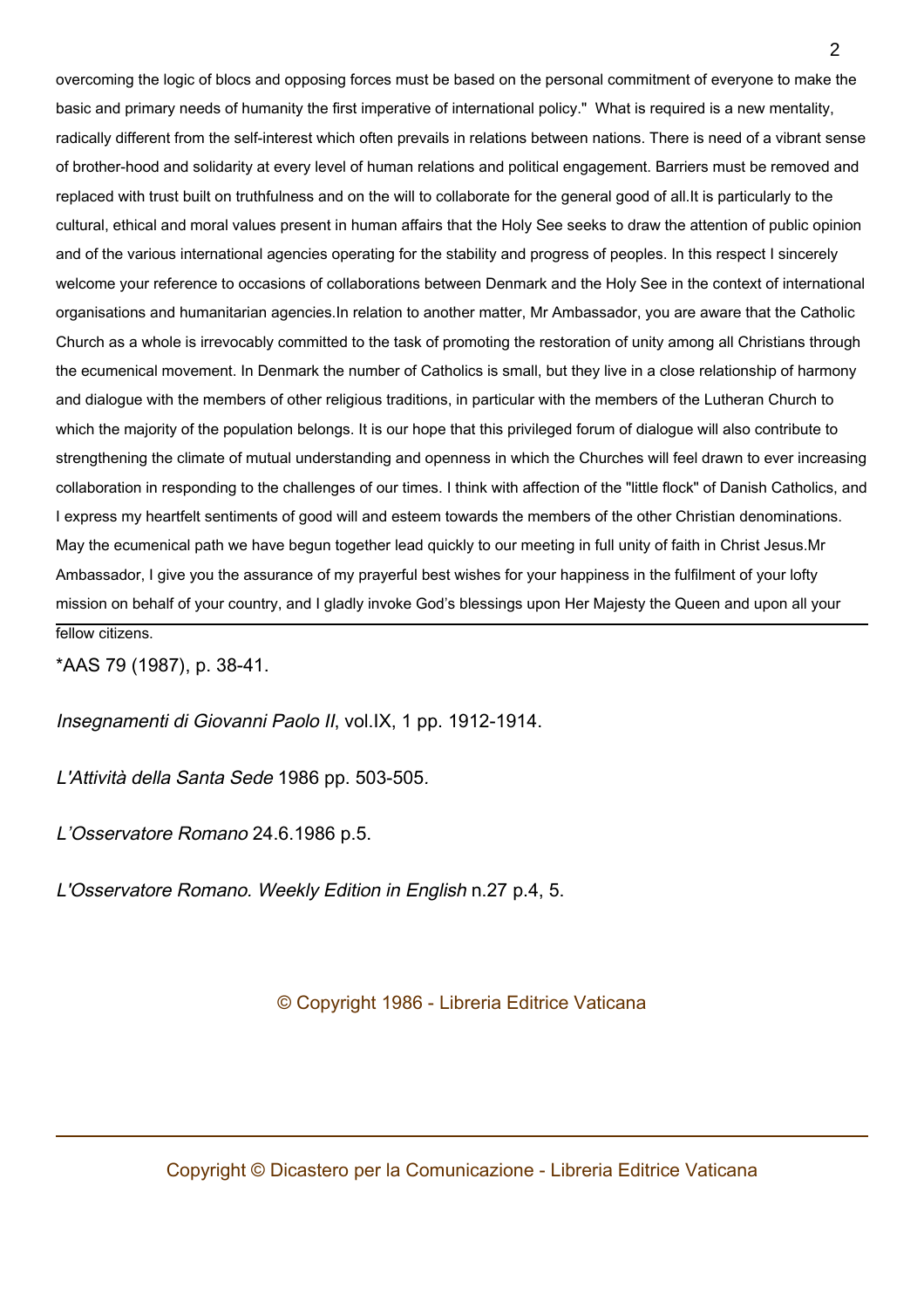overcoming the logic of blocs and opposing forces must be based on the personal commitment of everyone to make the basic and primary needs of humanity the first imperative of international policy." What is required is a new mentality, radically different from the self-interest which often prevails in relations between nations. There is need of a vibrant sense of brother-hood and solidarity at every level of human relations and political engagement. Barriers must be removed and replaced with trust built on truthfulness and on the will to collaborate for the general good of all.It is particularly to the cultural, ethical and moral values present in human affairs that the Holy See seeks to draw the attention of public opinion and of the various international agencies operating for the stability and progress of peoples. In this respect I sincerely welcome your reference to occasions of collaborations between Denmark and the Holy See in the context of international organisations and humanitarian agencies.In relation to another matter, Mr Ambassador, you are aware that the Catholic Church as a whole is irrevocably committed to the task of promoting the restoration of unity among all Christians through the ecumenical movement. In Denmark the number of Catholics is small, but they live in a close relationship of harmony and dialogue with the members of other religious traditions, in particular with the members of the Lutheran Church to which the majority of the population belongs. It is our hope that this privileged forum of dialogue will also contribute to strengthening the climate of mutual understanding and openness in which the Churches will feel drawn to ever increasing collaboration in responding to the challenges of our times. I think with affection of the "little flock" of Danish Catholics, and I express my heartfelt sentiments of good will and esteem towards the members of the other Christian denominations. May the ecumenical path we have begun together lead quickly to our meeting in full unity of faith in Christ Jesus.Mr Ambassador, I give you the assurance of my prayerful best wishes for your happiness in the fulfilment of your lofty mission on behalf of your country, and I gladly invoke God's blessings upon Her Majesty the Queen and upon all your fellow citizens.

---

*AAS 79 (1987), p. 38-41.

*Insegnamenti di Giovanni Paolo II*, vol.IX, 1 pp. 1912-1914.

*L'Attività della Santa Sede* 1986 pp. 503-505.

*L'Osservatore Romano* 24.6.1986 p.5.

*L'Osservatore Romano. Weekly Edition in English* n.27 p.4, 5.

© Copyright 1986 - Libreria Editrice Vaticana

Copyright © Dicastero per la Comunicazione - Libreria Editrice Vaticana